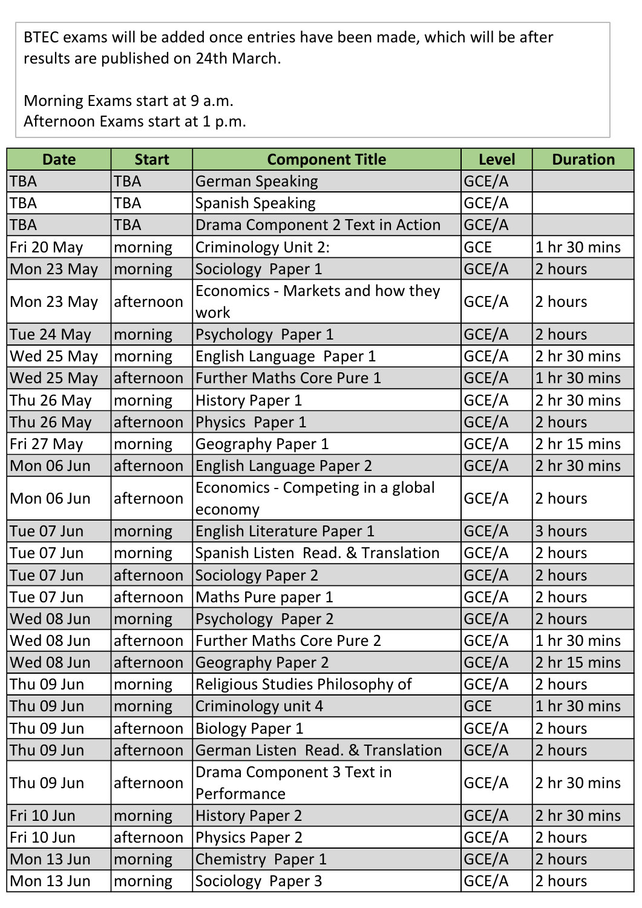BTEC exams will be added once entries have been made, which will be after results are published on 24th March.

Morning Exams start at 9 a.m.
Afternoon Exams start at 1 p.m.

| Date | Start | Component Title | Level | Duration |
|---|---|---|---|---|
| TBA | TBA | German Speaking | GCE/A | |
| TBA | TBA | Spanish Speaking | GCE/A | |
| TBA | TBA | Drama Component 2 Text in Action | GCE/A | |
| Fri 20 May | morning | Criminology Unit 2: | GCE | 1 hr 30 mins |
| Mon 23 May | morning | Sociology Paper 1 | GCE/A | 2 hours |
| Mon 23 May | afternoon | Economics - Markets and how they work | GCE/A | 2 hours |
| Tue 24 May | morning | Psychology Paper 1 | GCE/A | 2 hours |
| Wed 25 May | morning | English Language Paper 1 | GCE/A | 2 hr 30 mins |
| Wed 25 May | afternoon | Further Maths Core Pure 1 | GCE/A | 1 hr 30 mins |
| Thu 26 May | morning | History Paper 1 | GCE/A | 2 hr 30 mins |
| Thu 26 May | afternoon | Physics Paper 1 | GCE/A | 2 hours |
| Fri 27 May | morning | Geography Paper 1 | GCE/A | 2 hr 15 mins |
| Mon 06 Jun | afternoon | English Language Paper 2 | GCE/A | 2 hr 30 mins |
| Mon 06 Jun | afternoon | Economics - Competing in a global economy | GCE/A | 2 hours |
| Tue 07 Jun | morning | English Literature Paper 1 | GCE/A | 3 hours |
| Tue 07 Jun | morning | Spanish Listen Read. & Translation | GCE/A | 2 hours |
| Tue 07 Jun | afternoon | Sociology Paper 2 | GCE/A | 2 hours |
| Tue 07 Jun | afternoon | Maths Pure paper 1 | GCE/A | 2 hours |
| Wed 08 Jun | morning | Psychology Paper 2 | GCE/A | 2 hours |
| Wed 08 Jun | afternoon | Further Maths Core Pure 2 | GCE/A | 1 hr 30 mins |
| Wed 08 Jun | afternoon | Geography Paper 2 | GCE/A | 2 hr 15 mins |
| Thu 09 Jun | morning | Religious Studies Philosophy of | GCE/A | 2 hours |
| Thu 09 Jun | morning | Criminology unit 4 | GCE | 1 hr 30 mins |
| Thu 09 Jun | afternoon | Biology Paper 1 | GCE/A | 2 hours |
| Thu 09 Jun | afternoon | German Listen Read. & Translation | GCE/A | 2 hours |
| Thu 09 Jun | afternoon | Drama Component 3 Text in Performance | GCE/A | 2 hr 30 mins |
| Fri 10 Jun | morning | History Paper 2 | GCE/A | 2 hr 30 mins |
| Fri 10 Jun | afternoon | Physics Paper 2 | GCE/A | 2 hours |
| Mon 13 Jun | morning | Chemistry Paper 1 | GCE/A | 2 hours |
| Mon 13 Jun | morning | Sociology Paper 3 | GCE/A | 2 hours |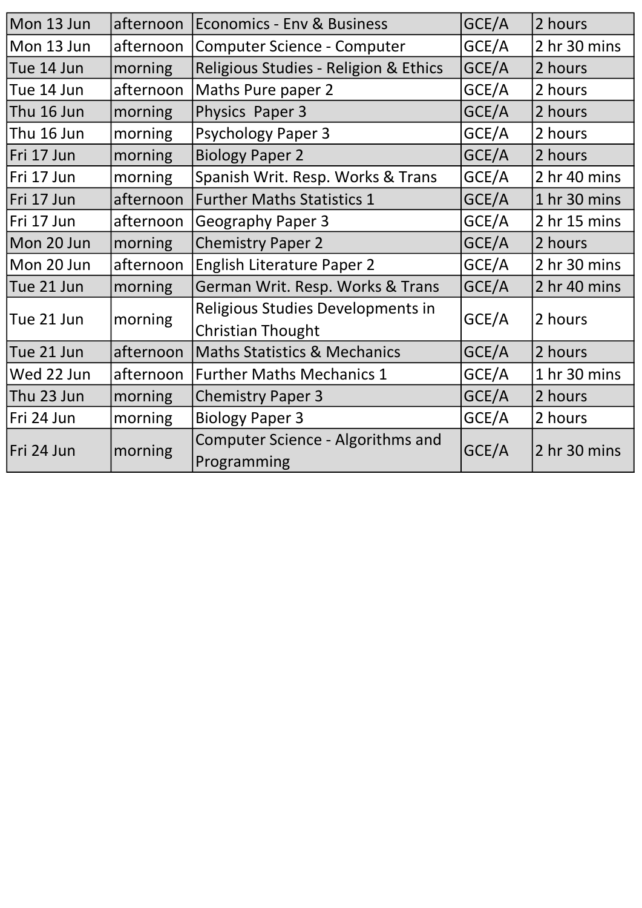| | | | | |
|---|---|---|---|---|
| Mon 13 Jun | afternoon | Economics - Env & Business | GCE/A | 2 hours |
| Mon 13 Jun | afternoon | Computer Science - Computer | GCE/A | 2 hr 30 mins |
| Tue 14 Jun | morning | Religious Studies - Religion & Ethics | GCE/A | 2 hours |
| Tue 14 Jun | afternoon | Maths Pure paper 2 | GCE/A | 2 hours |
| Thu 16 Jun | morning | Physics Paper 3 | GCE/A | 2 hours |
| Thu 16 Jun | morning | Psychology Paper 3 | GCE/A | 2 hours |
| Fri 17 Jun | morning | Biology Paper 2 | GCE/A | 2 hours |
| Fri 17 Jun | morning | Spanish Writ. Resp. Works & Trans | GCE/A | 2 hr 40 mins |
| Fri 17 Jun | afternoon | Further Maths Statistics 1 | GCE/A | 1 hr 30 mins |
| Fri 17 Jun | afternoon | Geography Paper 3 | GCE/A | 2 hr 15 mins |
| Mon 20 Jun | morning | Chemistry Paper 2 | GCE/A | 2 hours |
| Mon 20 Jun | afternoon | English Literature Paper 2 | GCE/A | 2 hr 30 mins |
| Tue 21 Jun | morning | German Writ. Resp. Works & Trans | GCE/A | 2 hr 40 mins |
| Tue 21 Jun | morning | Religious Studies Developments in Christian Thought | GCE/A | 2 hours |
| Tue 21 Jun | afternoon | Maths Statistics & Mechanics | GCE/A | 2 hours |
| Wed 22 Jun | afternoon | Further Maths Mechanics 1 | GCE/A | 1 hr 30 mins |
| Thu 23 Jun | morning | Chemistry Paper 3 | GCE/A | 2 hours |
| Fri 24 Jun | morning | Biology Paper 3 | GCE/A | 2 hours |
| Fri 24 Jun | morning | Computer Science - Algorithms and Programming | GCE/A | 2 hr 30 mins |